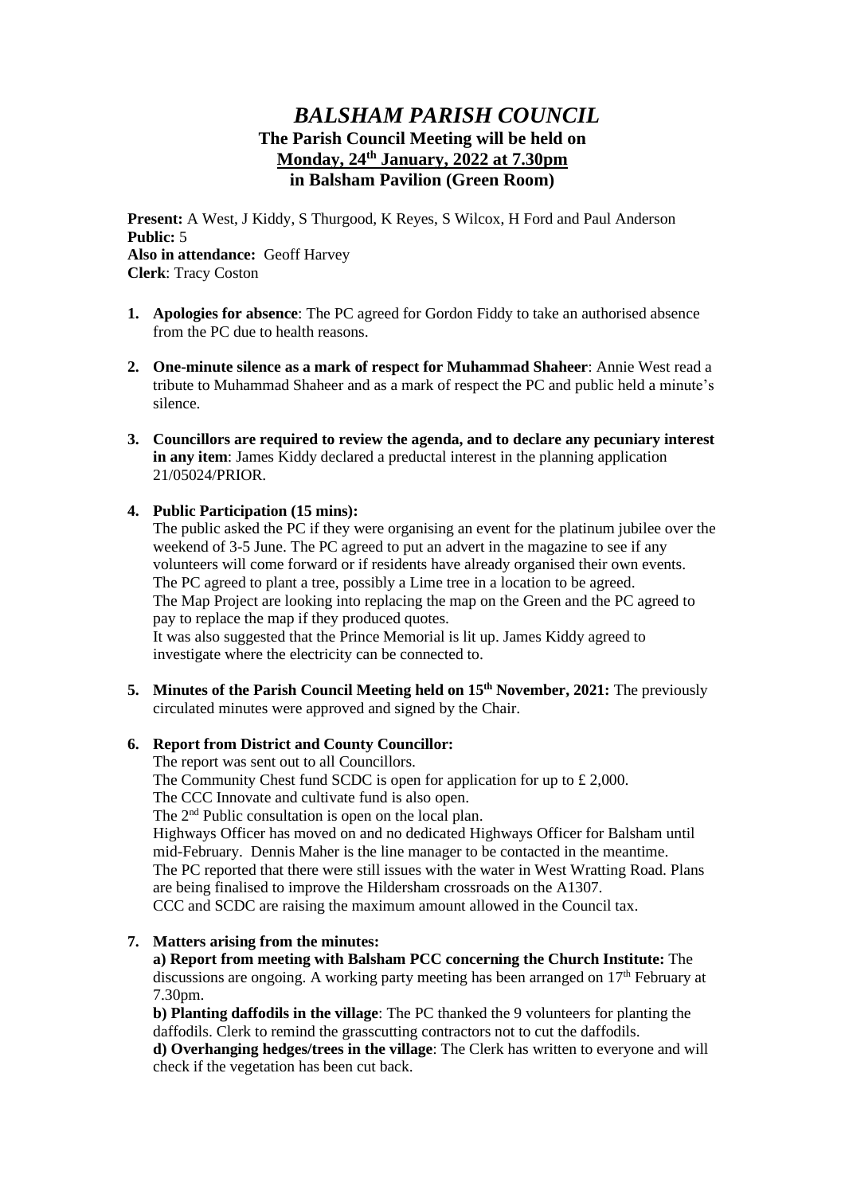# *BALSHAM PARISH COUNCIL*

**The Parish Council Meeting will be held on**
**<u>Monday, 24th January, 2022 at 7.30pm</u>**
**in Balsham Pavilion (Green Room)**

**Present:** A West, J Kiddy, S Thurgood, K Reyes, S Wilcox, H Ford and Paul Anderson
**Public:** 5
**Also in attendance:** Geoff Harvey
**Clerk**: Tracy Coston

1. **Apologies for absence**: The PC agreed for Gordon Fiddy to take an authorised absence from the PC due to health reasons.

2. **One-minute silence as a mark of respect for Muhammad Shaheer**: Annie West read a tribute to Muhammad Shaheer and as a mark of respect the PC and public held a minute's silence.

3. **Councillors are required to review the agenda, and to declare any pecuniary interest in any item**: James Kiddy declared a preductal interest in the planning application 21/05024/PRIOR.

4. **Public Participation (15 mins):**
   The public asked the PC if they were organising an event for the platinum jubilee over the weekend of 3-5 June. The PC agreed to put an advert in the magazine to see if any volunteers will come forward or if residents have already organised their own events.
   The PC agreed to plant a tree, possibly a Lime tree in a location to be agreed.
   The Map Project are looking into replacing the map on the Green and the PC agreed to pay to replace the map if they produced quotes.
   It was also suggested that the Prince Memorial is lit up. James Kiddy agreed to investigate where the electricity can be connected to.

5. **Minutes of the Parish Council Meeting held on 15th November, 2021:** The previously circulated minutes were approved and signed by the Chair.

6. **Report from District and County Councillor:**
   The report was sent out to all Councillors.
   The Community Chest fund SCDC is open for application for up to £ 2,000.
   The CCC Innovate and cultivate fund is also open.
   The 2nd Public consultation is open on the local plan.
   Highways Officer has moved on and no dedicated Highways Officer for Balsham until mid-February. Dennis Maher is the line manager to be contacted in the meantime.
   The PC reported that there were still issues with the water in West Wratting Road. Plans are being finalised to improve the Hildersham crossroads on the A1307.
   CCC and SCDC are raising the maximum amount allowed in the Council tax.

7. **Matters arising from the minutes:**
   **a) Report from meeting with Balsham PCC concerning the Church Institute:** The discussions are ongoing. A working party meeting has been arranged on 17th February at 7.30pm.
   **b) Planting daffodils in the village**: The PC thanked the 9 volunteers for planting the daffodils. Clerk to remind the grasscutting contractors not to cut the daffodils.
   **d) Overhanging hedges/trees in the village**: The Clerk has written to everyone and will check if the vegetation has been cut back.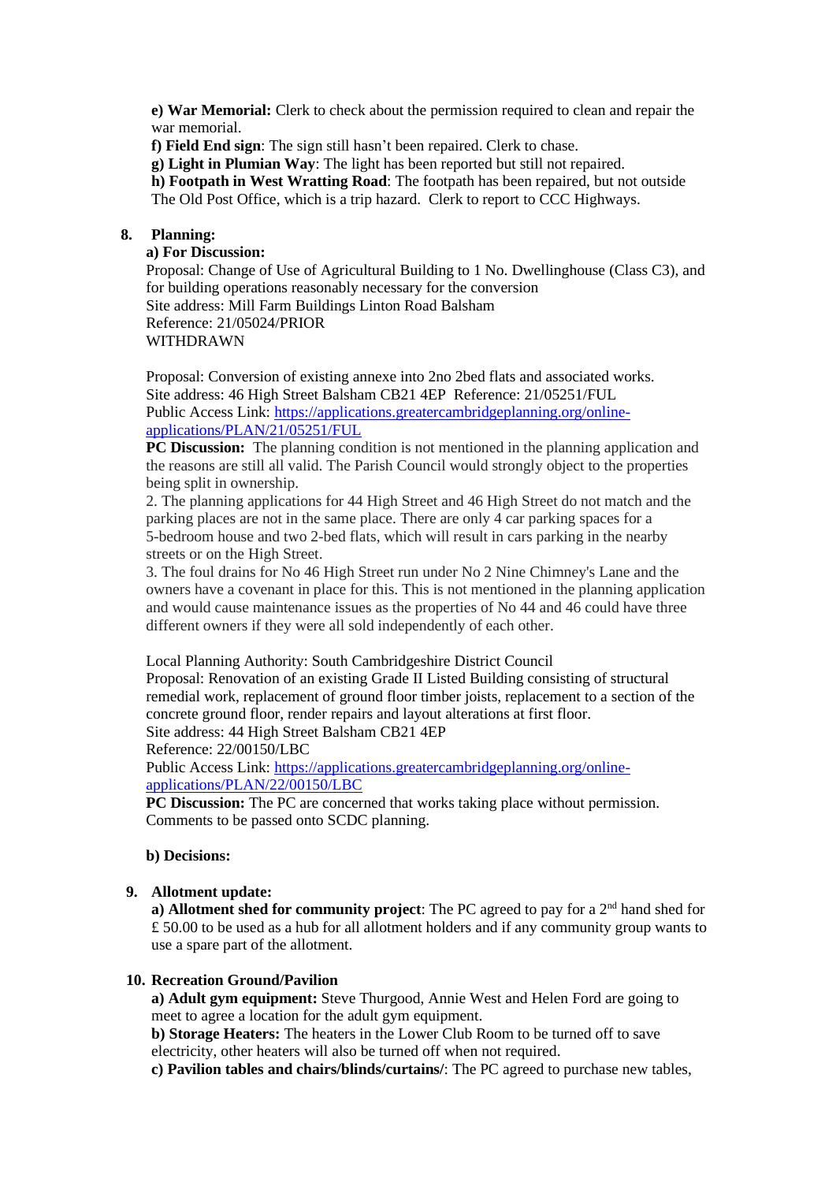**e) War Memorial:** Clerk to check about the permission required to clean and repair the war memorial.

**f) Field End sign**: The sign still hasn't been repaired. Clerk to chase.

**g) Light in Plumian Way**: The light has been reported but still not repaired.

**h) Footpath in West Wratting Road**: The footpath has been repaired, but not outside The Old Post Office, which is a trip hazard. Clerk to report to CCC Highways.

**8. Planning:**

**a) For Discussion:**

Proposal: Change of Use of Agricultural Building to 1 No. Dwellinghouse (Class C3), and for building operations reasonably necessary for the conversion
Site address: Mill Farm Buildings Linton Road Balsham
Reference: 21/05024/PRIOR
WITHDRAWN

Proposal: Conversion of existing annexe into 2no 2bed flats and associated works.
Site address: 46 High Street Balsham CB21 4EP Reference: 21/05251/FUL
Public Access Link: https://applications.greatercambridgeplanning.org/online-applications/PLAN/21/05251/FUL

**PC Discussion:** The planning condition is not mentioned in the planning application and the reasons are still all valid. The Parish Council would strongly object to the properties being split in ownership.

2. The planning applications for 44 High Street and 46 High Street do not match and the parking places are not in the same place. There are only 4 car parking spaces for a 5-bedroom house and two 2-bed flats, which will result in cars parking in the nearby streets or on the High Street.

3. The foul drains for No 46 High Street run under No 2 Nine Chimney's Lane and the owners have a covenant in place for this. This is not mentioned in the planning application and would cause maintenance issues as the properties of No 44 and 46 could have three different owners if they were all sold independently of each other.

Local Planning Authority: South Cambridgeshire District Council
Proposal: Renovation of an existing Grade II Listed Building consisting of structural remedial work, replacement of ground floor timber joists, replacement to a section of the concrete ground floor, render repairs and layout alterations at first floor.
Site address: 44 High Street Balsham CB21 4EP
Reference: 22/00150/LBC
Public Access Link: https://applications.greatercambridgeplanning.org/online-applications/PLAN/22/00150/LBC

**PC Discussion:** The PC are concerned that works taking place without permission. Comments to be passed onto SCDC planning.

**b) Decisions:**

**9. Allotment update:**

**a) Allotment shed for community project**: The PC agreed to pay for a 2nd hand shed for £ 50.00 to be used as a hub for all allotment holders and if any community group wants to use a spare part of the allotment.

**10. Recreation Ground/Pavilion**

**a) Adult gym equipment:** Steve Thurgood, Annie West and Helen Ford are going to meet to agree a location for the adult gym equipment.

**b) Storage Heaters:** The heaters in the Lower Club Room to be turned off to save electricity, other heaters will also be turned off when not required.

**c) Pavilion tables and chairs/blinds/curtains/**: The PC agreed to purchase new tables,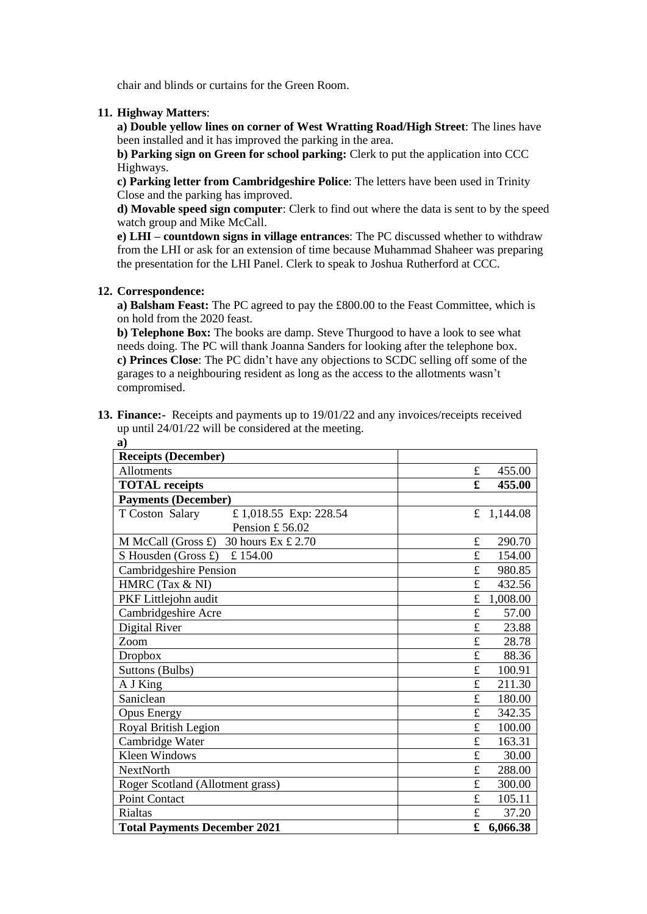chair and blinds or curtains for the Green Room.

**11. Highway Matters**:

**a) Double yellow lines on corner of West Wratting Road/High Street**: The lines have been installed and it has improved the parking in the area.

**b) Parking sign on Green for school parking:** Clerk to put the application into CCC Highways.

**c) Parking letter from Cambridgeshire Police**: The letters have been used in Trinity Close and the parking has improved.

**d) Movable speed sign computer**: Clerk to find out where the data is sent to by the speed watch group and Mike McCall.

**e) LHI – countdown signs in village entrances**: The PC discussed whether to withdraw from the LHI or ask for an extension of time because Muhammad Shaheer was preparing the presentation for the LHI Panel. Clerk to speak to Joshua Rutherford at CCC.

**12. Correspondence:**

**a) Balsham Feast:** The PC agreed to pay the £800.00 to the Feast Committee, which is on hold from the 2020 feast.

**b) Telephone Box:** The books are damp. Steve Thurgood to have a look to see what needs doing. The PC will thank Joanna Sanders for looking after the telephone box.

**c) Princes Close**: The PC didn't have any objections to SCDC selling off some of the garages to a neighbouring resident as long as the access to the allotments wasn't compromised.

**13. Finance:-** Receipts and payments up to 19/01/22 and any invoices/receipts received up until 24/01/22 will be considered at the meeting.

**a)**

| **Receipts (December)** | |
|---|---|
| Allotments | £ 455.00 |
| **TOTAL receipts** | **£ 455.00** |
| **Payments (December)** | |
| T Coston Salary £ 1,018.55 Exp: 228.54 Pension £ 56.02 | £ 1,144.08 |
| M McCall (Gross £) 30 hours Ex £ 2.70 | £ 290.70 |
| S Housden (Gross £) £ 154.00 | £ 154.00 |
| Cambridgeshire Pension | £ 980.85 |
| HMRC (Tax & NI) | £ 432.56 |
| PKF Littlejohn audit | £ 1,008.00 |
| Cambridgeshire Acre | £ 57.00 |
| Digital River | £ 23.88 |
| Zoom | £ 28.78 |
| Dropbox | £ 88.36 |
| Suttons (Bulbs) | £ 100.91 |
| A J King | £ 211.30 |
| Saniclean | £ 180.00 |
| Opus Energy | £ 342.35 |
| Royal British Legion | £ 100.00 |
| Cambridge Water | £ 163.31 |
| Kleen Windows | £ 30.00 |
| NextNorth | £ 288.00 |
| Roger Scotland (Allotment grass) | £ 300.00 |
| Point Contact | £ 105.11 |
| Rialtas | £ 37.20 |
| **Total Payments December 2021** | **£ 6,066.38** |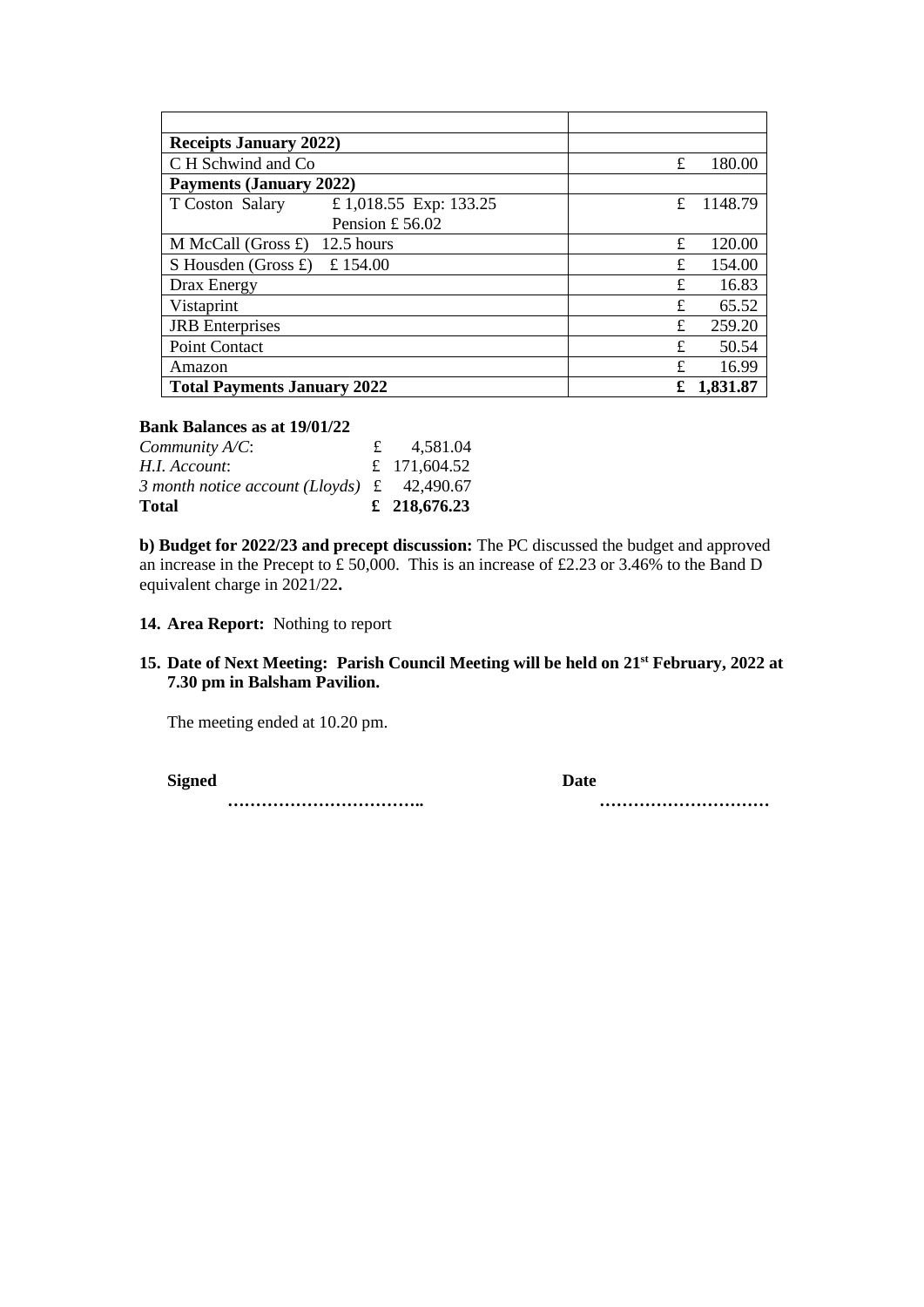| | |
|---|---|
| **Receipts January 2022)** | |
| C H Schwind and Co | £ 180.00 |
| **Payments (January 2022)** | |
| T Coston Salary £ 1,018.55 Exp: 133.25 Pension £ 56.02 | £ 1148.79 |
| M McCall (Gross £) 12.5 hours | £ 120.00 |
| S Housden (Gross £) £ 154.00 | £ 154.00 |
| Drax Energy | £ 16.83 |
| Vistaprint | £ 65.52 |
| JRB Enterprises | £ 259.20 |
| Point Contact | £ 50.54 |
| Amazon | £ 16.99 |
| **Total Payments January 2022** | **£ 1,831.87** |

**Bank Balances as at 19/01/22**

| | |
|---|---|
| *Community A/C*: | £ 4,581.04 |
| *H.I. Account*: | £ 171,604.52 |
| *3 month notice account (Lloyds)* | £ 42,490.67 |
| **Total** | **£ 218,676.23** |

**b) Budget for 2022/23 and precept discussion:** The PC discussed the budget and approved an increase in the Precept to £ 50,000. This is an increase of £2.23 or 3.46% to the Band D equivalent charge in 2021/22**.**

14. **Area Report:** Nothing to report

15. **Date of Next Meeting: Parish Council Meeting will be held on 21st February, 2022 at 7.30 pm in Balsham Pavilion.**

The meeting ended at 10.20 pm.

**Signed ……………………………..** **Date …………………………**